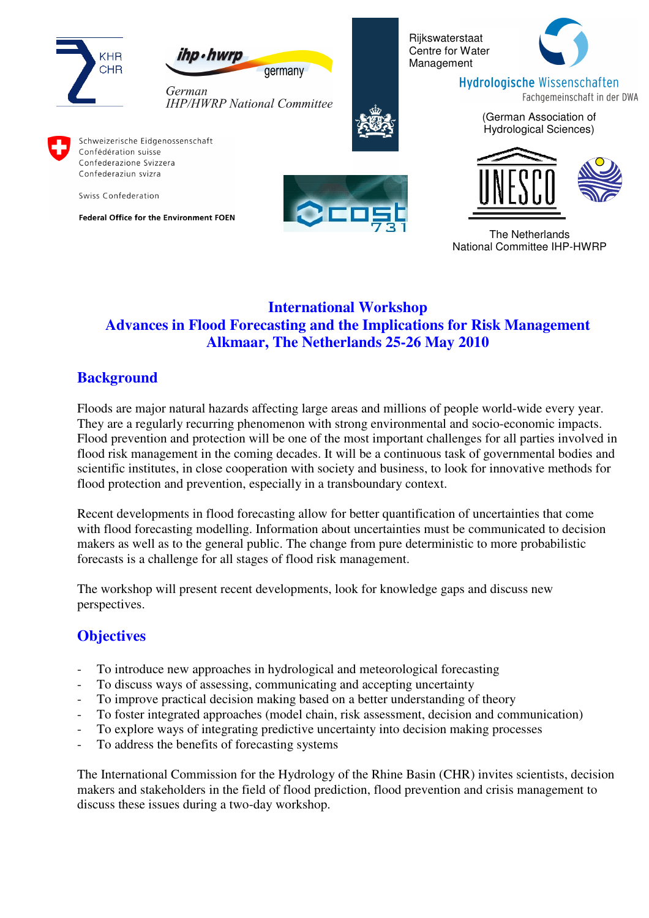KHR
CHR

ihp·hwrp germany

*German IHP/HWRP National Committee*

Rijkswaterstaat
Centre for Water Management

Hydrologische Wissenschaften
Fachgemeinschaft in der DWA

(German Association of Hydrological Sciences)

Schweizerische Eidgenossenschaft
Confédération suisse
Confederazione Svizzera
Confederaziun svizra

Swiss Confederation

**Federal Office for the Environment FOEN**

cost 731

UNESCO

The Netherlands
National Committee IHP-HWRP

# International Workshop
# Advances in Flood Forecasting and the Implications for Risk Management
# Alkmaar, The Netherlands 25-26 May 2010

## Background

Floods are major natural hazards affecting large areas and millions of people world-wide every year. They are a regularly recurring phenomenon with strong environmental and socio-economic impacts. Flood prevention and protection will be one of the most important challenges for all parties involved in flood risk management in the coming decades. It will be a continuous task of governmental bodies and scientific institutes, in close cooperation with society and business, to look for innovative methods for flood protection and prevention, especially in a transboundary context.

Recent developments in flood forecasting allow for better quantification of uncertainties that come with flood forecasting modelling. Information about uncertainties must be communicated to decision makers as well as to the general public. The change from pure deterministic to more probabilistic forecasts is a challenge for all stages of flood risk management.

The workshop will present recent developments, look for knowledge gaps and discuss new perspectives.

## Objectives

- To introduce new approaches in hydrological and meteorological forecasting
- To discuss ways of assessing, communicating and accepting uncertainty
- To improve practical decision making based on a better understanding of theory
- To foster integrated approaches (model chain, risk assessment, decision and communication)
- To explore ways of integrating predictive uncertainty into decision making processes
- To address the benefits of forecasting systems

The International Commission for the Hydrology of the Rhine Basin (CHR) invites scientists, decision makers and stakeholders in the field of flood prediction, flood prevention and crisis management to discuss these issues during a two-day workshop.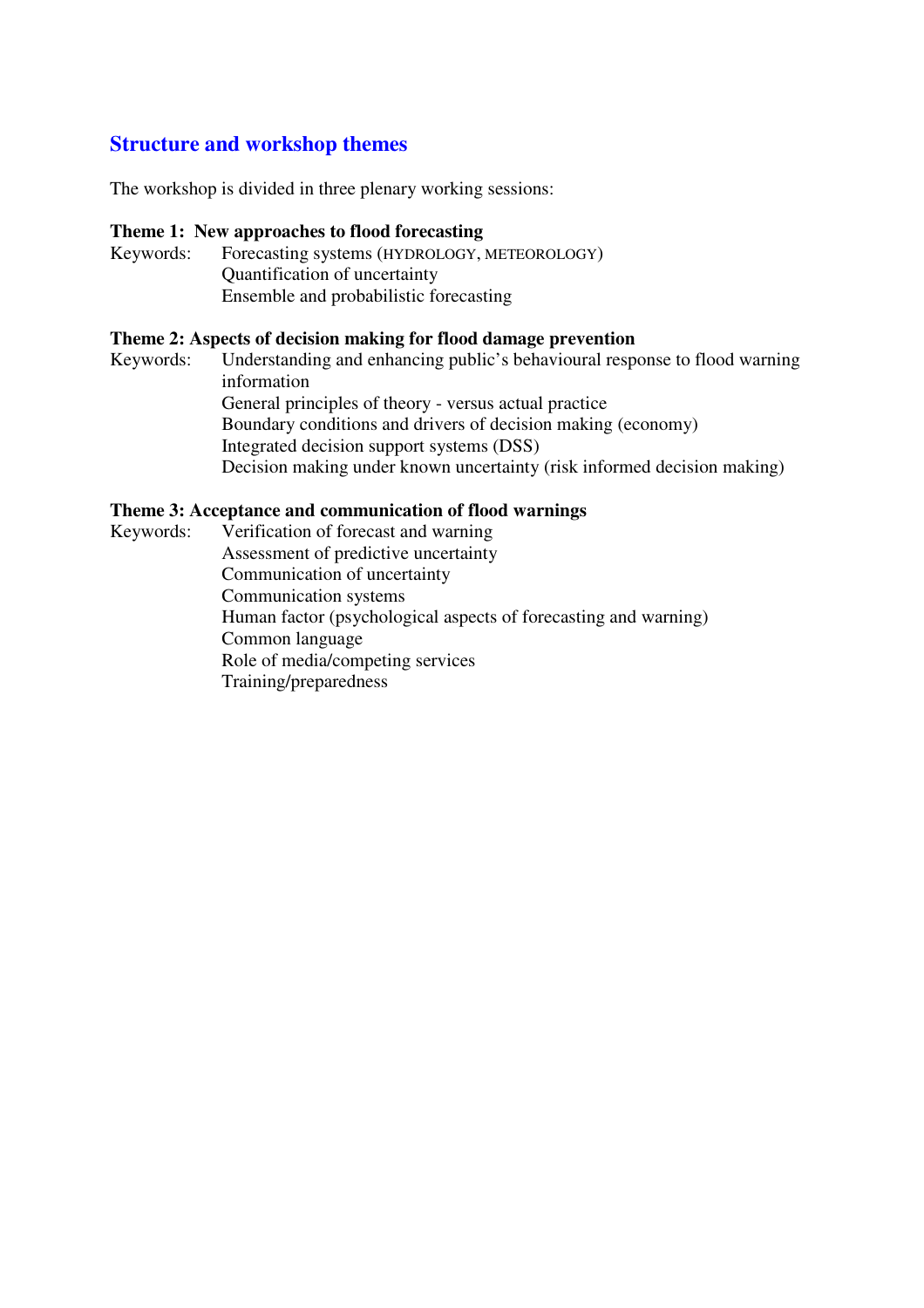## Structure and workshop themes

The workshop is divided in three plenary working sessions:

**Theme 1: New approaches to flood forecasting**

Keywords:
- Forecasting systems (HYDROLOGY, METEOROLOGY)
- Quantification of uncertainty
- Ensemble and probabilistic forecasting

**Theme 2: Aspects of decision making for flood damage prevention**

Keywords:
- Understanding and enhancing public's behavioural response to flood warning information
- General principles of theory - versus actual practice
- Boundary conditions and drivers of decision making (economy)
- Integrated decision support systems (DSS)
- Decision making under known uncertainty (risk informed decision making)

**Theme 3: Acceptance and communication of flood warnings**

Keywords:
- Verification of forecast and warning
- Assessment of predictive uncertainty
- Communication of uncertainty
- Communication systems
- Human factor (psychological aspects of forecasting and warning)
- Common language
- Role of media/competing services
- Training/preparedness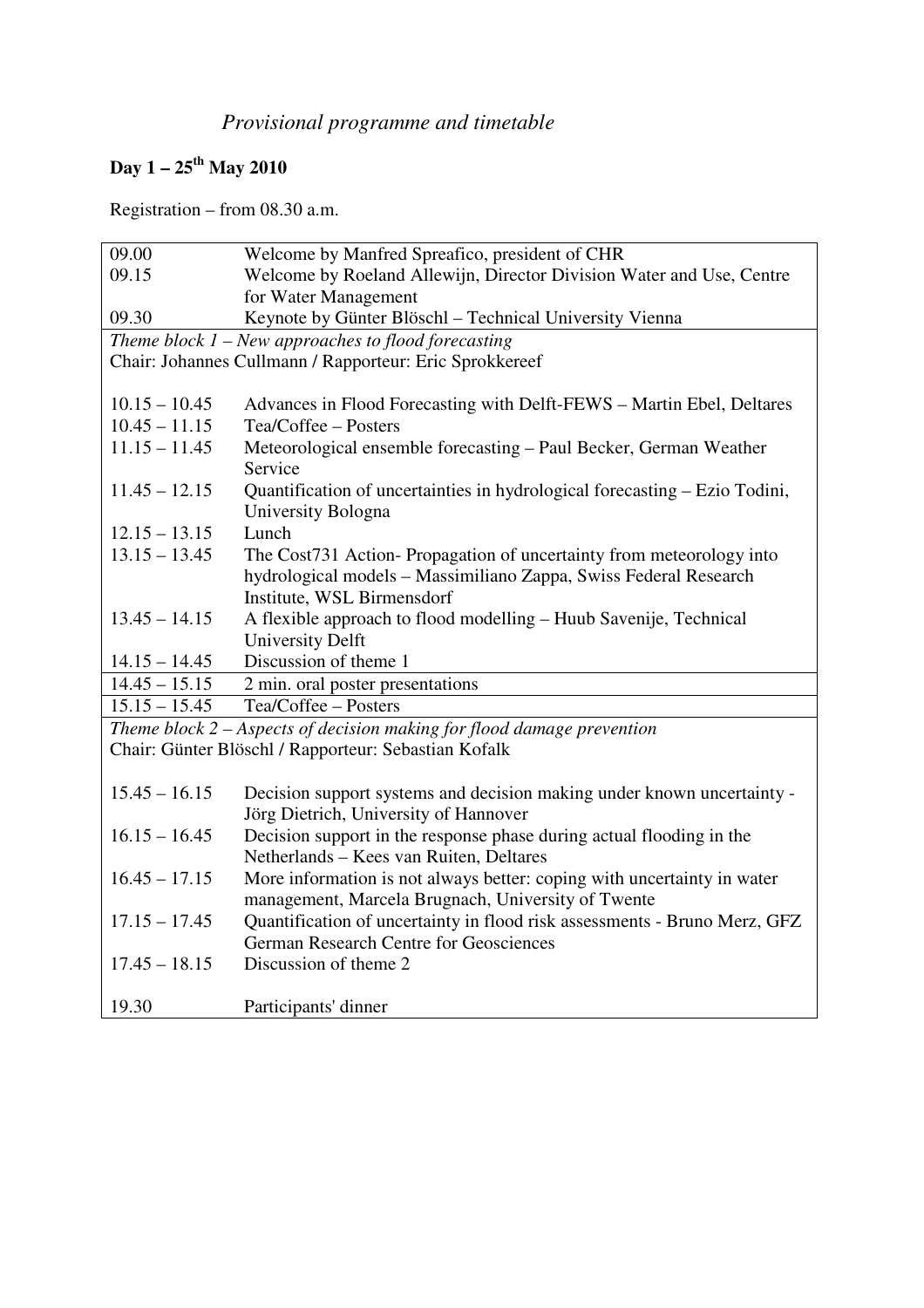*Provisional programme and timetable*

**Day 1 – 25th May 2010**

Registration – from 08.30 a.m.

| | |
|---|---|
| 09.00 | Welcome by Manfred Spreafico, president of CHR |
| 09.15 | Welcome by Roeland Allewijn, Director Division Water and Use, Centre for Water Management |
| 09.30 | Keynote by Günter Blöschl – Technical University Vienna |
| *Theme block 1 – New approaches to flood forecasting* | |
| Chair: Johannes Cullmann / Rapporteur: Eric Sprokkereef | |
| 10.15 – 10.45 | Advances in Flood Forecasting with Delft-FEWS – Martin Ebel, Deltares |
| 10.45 – 11.15 | Tea/Coffee – Posters |
| 11.15 – 11.45 | Meteorological ensemble forecasting – Paul Becker, German Weather Service |
| 11.45 – 12.15 | Quantification of uncertainties in hydrological forecasting – Ezio Todini, University Bologna |
| 12.15 – 13.15 | Lunch |
| 13.15 – 13.45 | The Cost731 Action- Propagation of uncertainty from meteorology into hydrological models – Massimiliano Zappa, Swiss Federal Research Institute, WSL Birmensdorf |
| 13.45 – 14.15 | A flexible approach to flood modelling – Huub Savenije, Technical University Delft |
| 14.15 – 14.45 | Discussion of theme 1 |
| 14.45 – 15.15 | 2 min. oral poster presentations |
| 15.15 – 15.45 | Tea/Coffee – Posters |
| *Theme block 2 – Aspects of decision making for flood damage prevention* | |
| Chair: Günter Blöschl / Rapporteur: Sebastian Kofalk | |
| 15.45 – 16.15 | Decision support systems and decision making under known uncertainty - Jörg Dietrich, University of Hannover |
| 16.15 – 16.45 | Decision support in the response phase during actual flooding in the Netherlands – Kees van Ruiten, Deltares |
| 16.45 – 17.15 | More information is not always better: coping with uncertainty in water management, Marcela Brugnach, University of Twente |
| 17.15 – 17.45 | Quantification of uncertainty in flood risk assessments - Bruno Merz, GFZ German Research Centre for Geosciences |
| 17.45 – 18.15 | Discussion of theme 2 |
| 19.30 | Participants' dinner |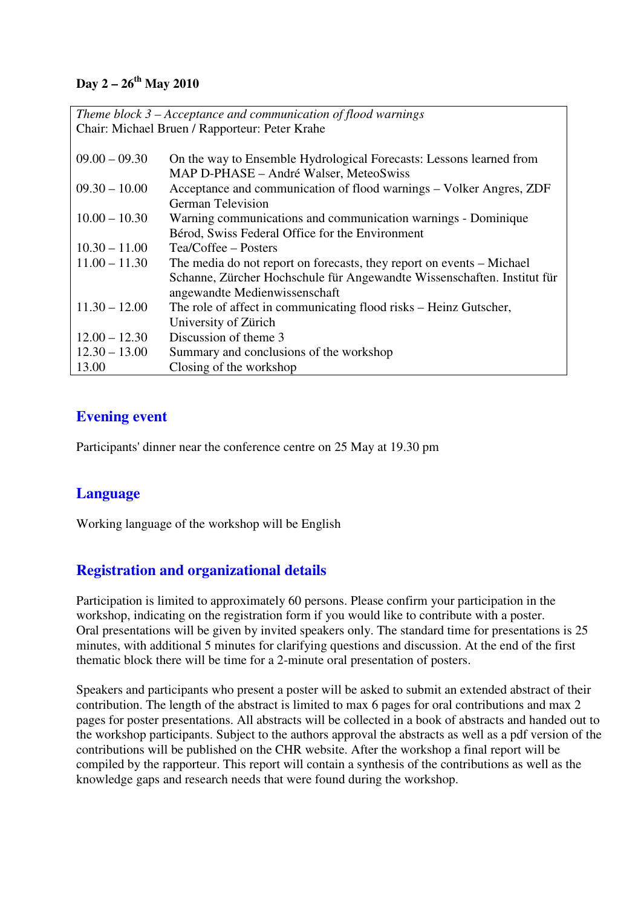**Day 2 – 26th May 2010**

| *Theme block 3 – Acceptance and communication of flood warnings*<br>Chair: Michael Bruen / Rapporteur: Peter Krahe | |
|---|---|
| 09.00 – 09.30 | On the way to Ensemble Hydrological Forecasts: Lessons learned from MAP D-PHASE – André Walser, MeteoSwiss |
| 09.30 – 10.00 | Acceptance and communication of flood warnings – Volker Angres, ZDF German Television |
| 10.00 – 10.30 | Warning communications and communication warnings - Dominique Bérod, Swiss Federal Office for the Environment |
| 10.30 – 11.00 | Tea/Coffee – Posters |
| 11.00 – 11.30 | The media do not report on forecasts, they report on events – Michael Schanne, Zürcher Hochschule für Angewandte Wissenschaften. Institut für angewandte Medienwissenschaft |
| 11.30 – 12.00 | The role of affect in communicating flood risks – Heinz Gutscher, University of Zürich |
| 12.00 – 12.30 | Discussion of theme 3 |
| 12.30 – 13.00 | Summary and conclusions of the workshop |
| 13.00 | Closing of the workshop |

## Evening event

Participants' dinner near the conference centre on 25 May at 19.30 pm

## Language

Working language of the workshop will be English

## Registration and organizational details

Participation is limited to approximately 60 persons. Please confirm your participation in the workshop, indicating on the registration form if you would like to contribute with a poster. Oral presentations will be given by invited speakers only. The standard time for presentations is 25 minutes, with additional 5 minutes for clarifying questions and discussion. At the end of the first thematic block there will be time for a 2-minute oral presentation of posters.

Speakers and participants who present a poster will be asked to submit an extended abstract of their contribution. The length of the abstract is limited to max 6 pages for oral contributions and max 2 pages for poster presentations. All abstracts will be collected in a book of abstracts and handed out to the workshop participants. Subject to the authors approval the abstracts as well as a pdf version of the contributions will be published on the CHR website. After the workshop a final report will be compiled by the rapporteur. This report will contain a synthesis of the contributions as well as the knowledge gaps and research needs that were found during the workshop.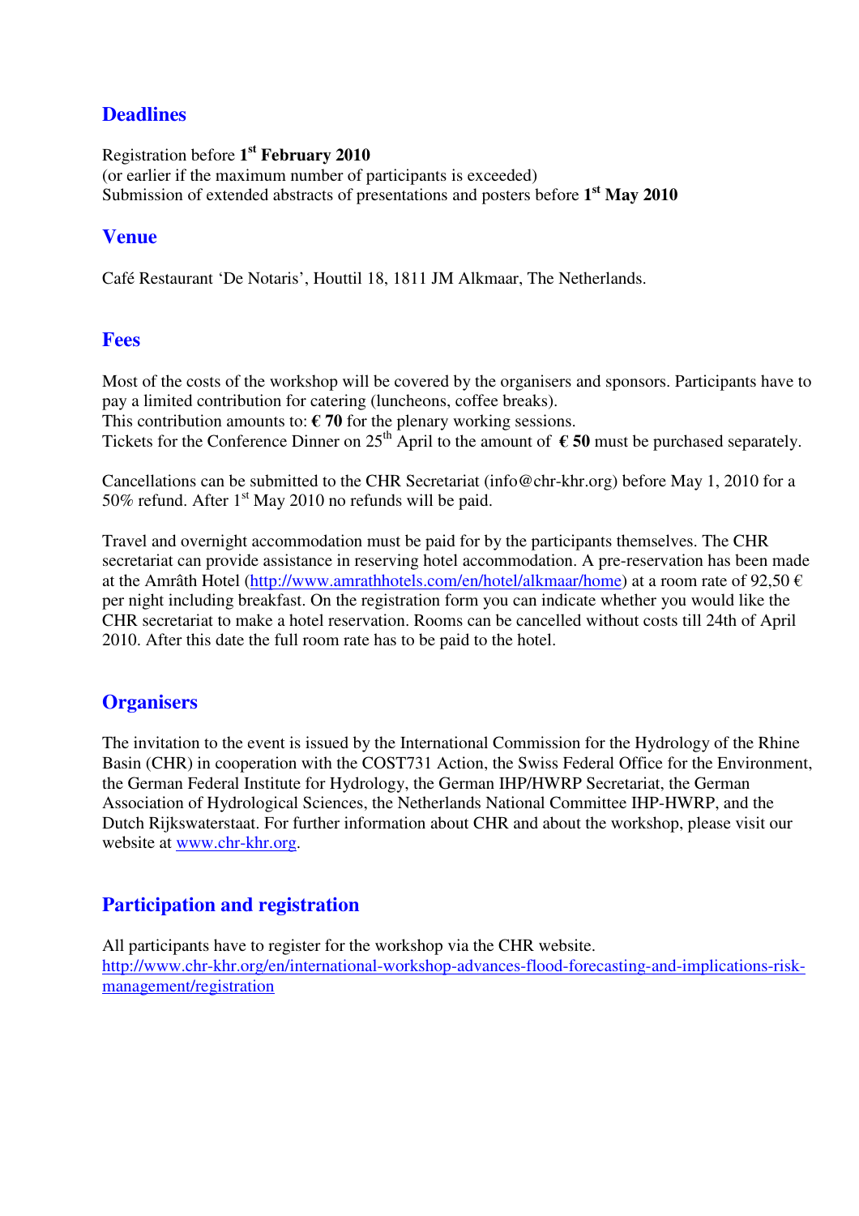## Deadlines

Registration before **1st February 2010**
(or earlier if the maximum number of participants is exceeded)
Submission of extended abstracts of presentations and posters before **1st May 2010**

## Venue

Café Restaurant 'De Notaris', Houttil 18, 1811 JM Alkmaar, The Netherlands.

## Fees

Most of the costs of the workshop will be covered by the organisers and sponsors. Participants have to pay a limited contribution for catering (luncheons, coffee breaks).
This contribution amounts to: **€ 70** for the plenary working sessions.
Tickets for the Conference Dinner on 25th April to the amount of **€ 50** must be purchased separately.

Cancellations can be submitted to the CHR Secretariat (info@chr-khr.org) before May 1, 2010 for a 50% refund. After 1st May 2010 no refunds will be paid.

Travel and overnight accommodation must be paid for by the participants themselves. The CHR secretariat can provide assistance in reserving hotel accommodation. A pre-reservation has been made at the Amrâth Hotel (http://www.amrathhotels.com/en/hotel/alkmaar/home) at a room rate of 92,50 € per night including breakfast. On the registration form you can indicate whether you would like the CHR secretariat to make a hotel reservation. Rooms can be cancelled without costs till 24th of April 2010. After this date the full room rate has to be paid to the hotel.

## Organisers

The invitation to the event is issued by the International Commission for the Hydrology of the Rhine Basin (CHR) in cooperation with the COST731 Action, the Swiss Federal Office for the Environment, the German Federal Institute for Hydrology, the German IHP/HWRP Secretariat, the German Association of Hydrological Sciences, the Netherlands National Committee IHP-HWRP, and the Dutch Rijkswaterstaat. For further information about CHR and about the workshop, please visit our website at www.chr-khr.org.

## Participation and registration

All participants have to register for the workshop via the CHR website.
http://www.chr-khr.org/en/international-workshop-advances-flood-forecasting-and-implications-risk-management/registration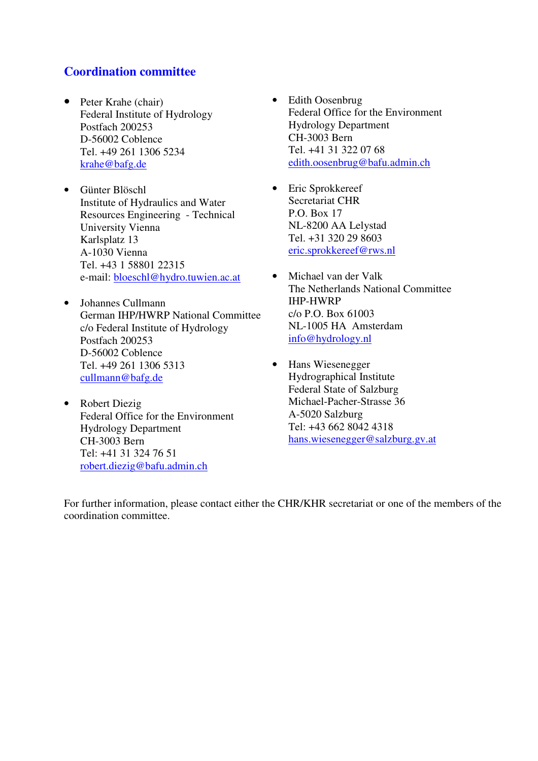## Coordination committee

- Peter Krahe (chair)
  Federal Institute of Hydrology
  Postfach 200253
  D-56002 Coblence
  Tel. +49 261 1306 5234
  krahe@bafg.de

- Günter Blöschl
  Institute of Hydraulics and Water Resources Engineering - Technical University Vienna
  Karlsplatz 13
  A-1030 Vienna
  Tel. +43 1 58801 22315
  e-mail: bloeschl@hydro.tuwien.ac.at

- Johannes Cullmann
  German IHP/HWRP National Committee
  c/o Federal Institute of Hydrology
  Postfach 200253
  D-56002 Coblence
  Tel. +49 261 1306 5313
  cullmann@bafg.de

- Robert Diezig
  Federal Office for the Environment
  Hydrology Department
  CH-3003 Bern
  Tel: +41 31 324 76 51
  robert.diezig@bafu.admin.ch

- Edith Oosenbrug
  Federal Office for the Environment
  Hydrology Department
  CH-3003 Bern
  Tel. +41 31 322 07 68
  edith.oosenbrug@bafu.admin.ch

- Eric Sprokkereef
  Secretariat CHR
  P.O. Box 17
  NL-8200 AA Lelystad
  Tel. +31 320 29 8603
  eric.sprokkereef@rws.nl

- Michael van der Valk
  The Netherlands National Committee IHP-HWRP
  c/o P.O. Box 61003
  NL-1005 HA Amsterdam
  info@hydrology.nl

- Hans Wiesenegger
  Hydrographical Institute
  Federal State of Salzburg
  Michael-Pacher-Strasse 36
  A-5020 Salzburg
  Tel: +43 662 8042 4318
  hans.wiesenegger@salzburg.gv.at

For further information, please contact either the CHR/KHR secretariat or one of the members of the coordination committee.